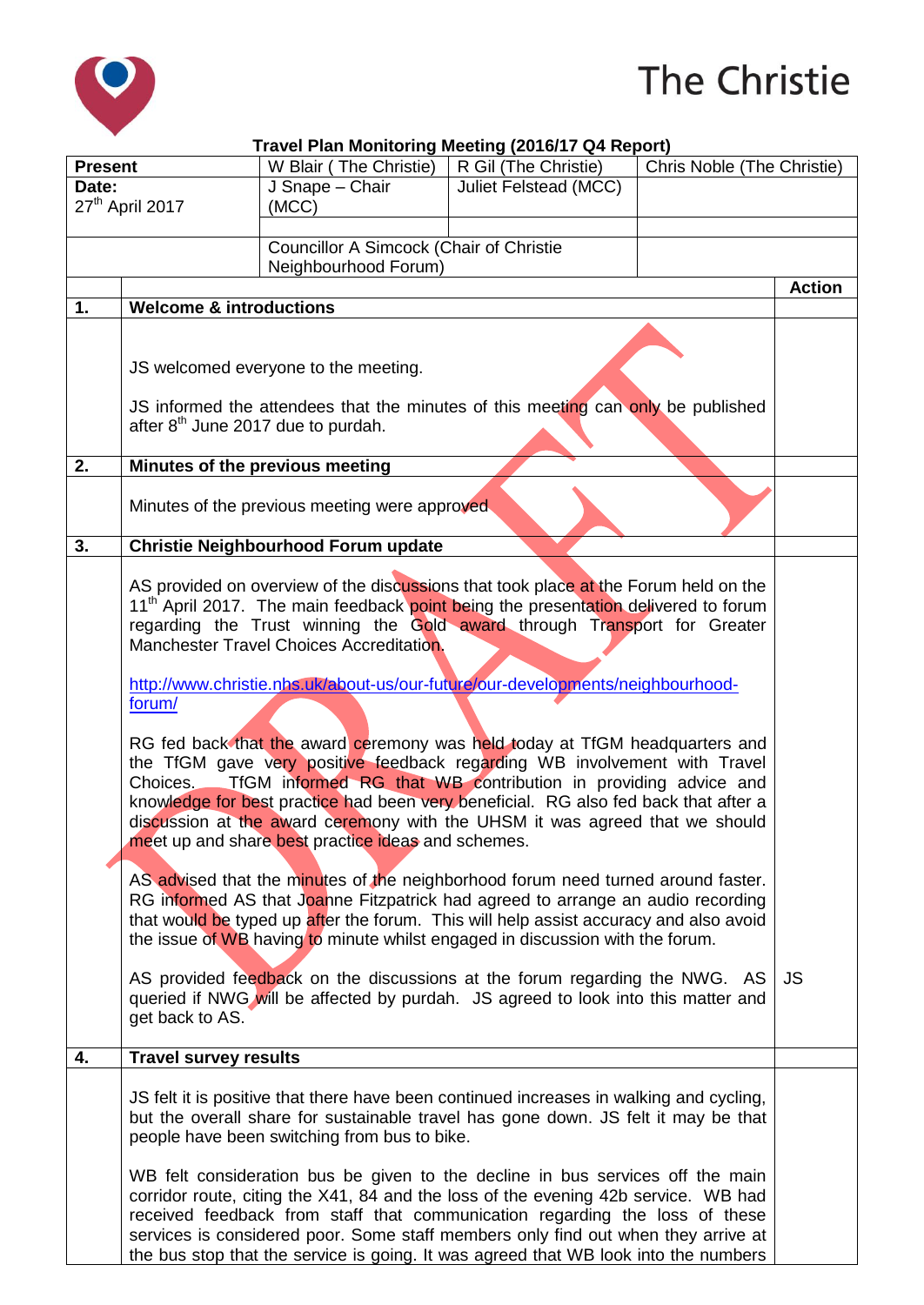The Christie

**Travel Plan Monitoring Meeting (2016/17 Q4 Report)**

| Present | W Blair ( The Christie) | R Gil (The Christie) | Chris Noble (The Christie) |
|---|---|---|---|
| **Date:** 27th April 2017 | J Snape – Chair (MCC) | Juliet Felstead (MCC) | |
| | Councillor A Simcock (Chair of Christie Neighbourhood Forum) | | |

| | | Action |
|---|---|---|
| **1.** | **Welcome & introductions** | |
| | JS welcomed everyone to the meeting.<br><br>JS informed the attendees that the minutes of this meeting can only be published after 8th June 2017 due to purdah. | |
| **2.** | **Minutes of the previous meeting** | |
| | Minutes of the previous meeting were approved | |
| **3.** | **Christie Neighbourhood Forum update** | |
| | AS provided on overview of the discussions that took place at the Forum held on the 11th April 2017. The main feedback point being the presentation delivered to forum regarding the Trust winning the Gold award through Transport for Greater Manchester Travel Choices Accreditation.<br><br>http://www.christie.nhs.uk/about-us/our-future/our-developments/neighbourhood-forum/<br><br>RG fed back that the award ceremony was held today at TfGM headquarters and the TfGM gave very positive feedback regarding WB involvement with Travel Choices. TfGM informed RG that WB contribution in providing advice and knowledge for best practice had been very beneficial. RG also fed back that after a discussion at the award ceremony with the UHSM it was agreed that we should meet up and share best practice ideas and schemes.<br><br>AS advised that the minutes of the neighborhood forum need turned around faster. RG informed AS that Joanne Fitzpatrick had agreed to arrange an audio recording that would be typed up after the forum. This will help assist accuracy and also avoid the issue of WB having to minute whilst engaged in discussion with the forum.<br><br>AS provided feedback on the discussions at the forum regarding the NWG. AS queried if NWG will be affected by purdah. JS agreed to look into this matter and get back to AS. | JS |
| **4.** | **Travel survey results** | |
| | JS felt it is positive that there have been continued increases in walking and cycling, but the overall share for sustainable travel has gone down. JS felt it may be that people have been switching from bus to bike.<br><br>WB felt consideration bus be given to the decline in bus services off the main corridor route, citing the X41, 84 and the loss of the evening 42b service. WB had received feedback from staff that communication regarding the loss of these services is considered poor. Some staff members only find out when they arrive at the bus stop that the service is going. It was agreed that WB look into the numbers | |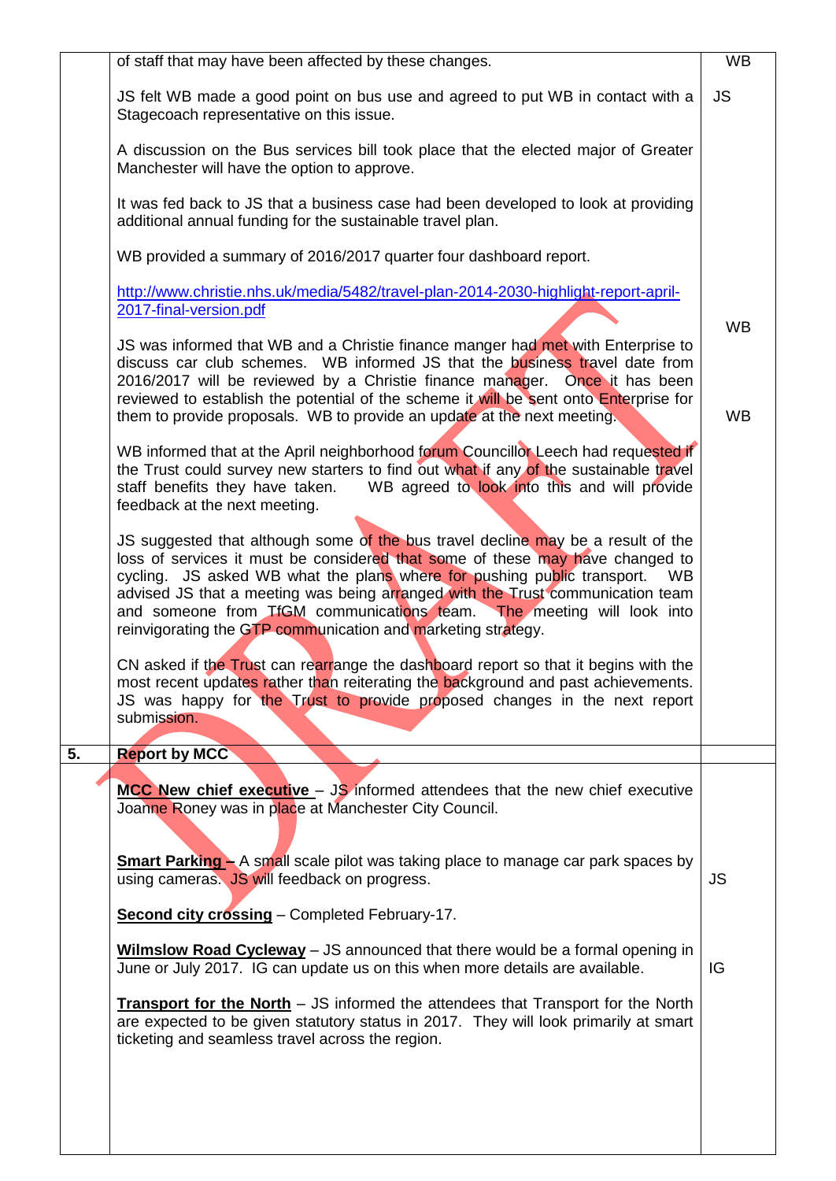| | | |
|---|---|---|
| | of staff that may have been affected by these changes.<br><br>JS felt WB made a good point on bus use and agreed to put WB in contact with a Stagecoach representative on this issue.<br><br>A discussion on the Bus services bill took place that the elected major of Greater Manchester will have the option to approve.<br><br>It was fed back to JS that a business case had been developed to look at providing additional annual funding for the sustainable travel plan.<br><br>WB provided a summary of 2016/2017 quarter four dashboard report.<br><br>http://www.christie.nhs.uk/media/5482/travel-plan-2014-2030-highlight-report-april-2017-final-version.pdf<br><br>JS was informed that WB and a Christie finance manger had met with Enterprise to discuss car club schemes. WB informed JS that the business travel date from 2016/2017 will be reviewed by a Christie finance manager. Once it has been reviewed to establish the potential of the scheme it will be sent onto Enterprise for them to provide proposals. WB to provide an update at the next meeting.<br><br>WB informed that at the April neighborhood forum Councillor Leech had requested if the Trust could survey new starters to find out what if any of the sustainable travel staff benefits they have taken. WB agreed to look into this and will provide feedback at the next meeting.<br><br>JS suggested that although some of the bus travel decline may be a result of the loss of services it must be considered that some of these may have changed to cycling. JS asked WB what the plans where for pushing public transport. WB advised JS that a meeting was being arranged with the Trust communication team and someone from TfGM communications team. The meeting will look into reinvigorating the GTP communication and marketing strategy.<br><br>CN asked if the Trust can rearrange the dashboard report so that it begins with the most recent updates rather than reiterating the background and past achievements. JS was happy for the Trust to provide proposed changes in the next report submission. | WB<br><br>JS<br><br><br><br><br><br><br><br><br>WB<br><br><br>WB |
| **5.** | **Report by MCC** | |
| | **MCC New chief executive** – JS informed attendees that the new chief executive Joanne Roney was in place at Manchester City Council.<br><br>**Smart Parking** – A small scale pilot was taking place to manage car park spaces by using cameras. JS will feedback on progress.<br><br>**Second city crossing** – Completed February-17.<br><br>**Wilmslow Road Cycleway** – JS announced that there would be a formal opening in June or July 2017. IG can update us on this when more details are available.<br><br>**Transport for the North** – JS informed the attendees that Transport for the North are expected to be given statutory status in 2017. They will look primarily at smart ticketing and seamless travel across the region. | <br><br><br>JS<br><br><br>IG |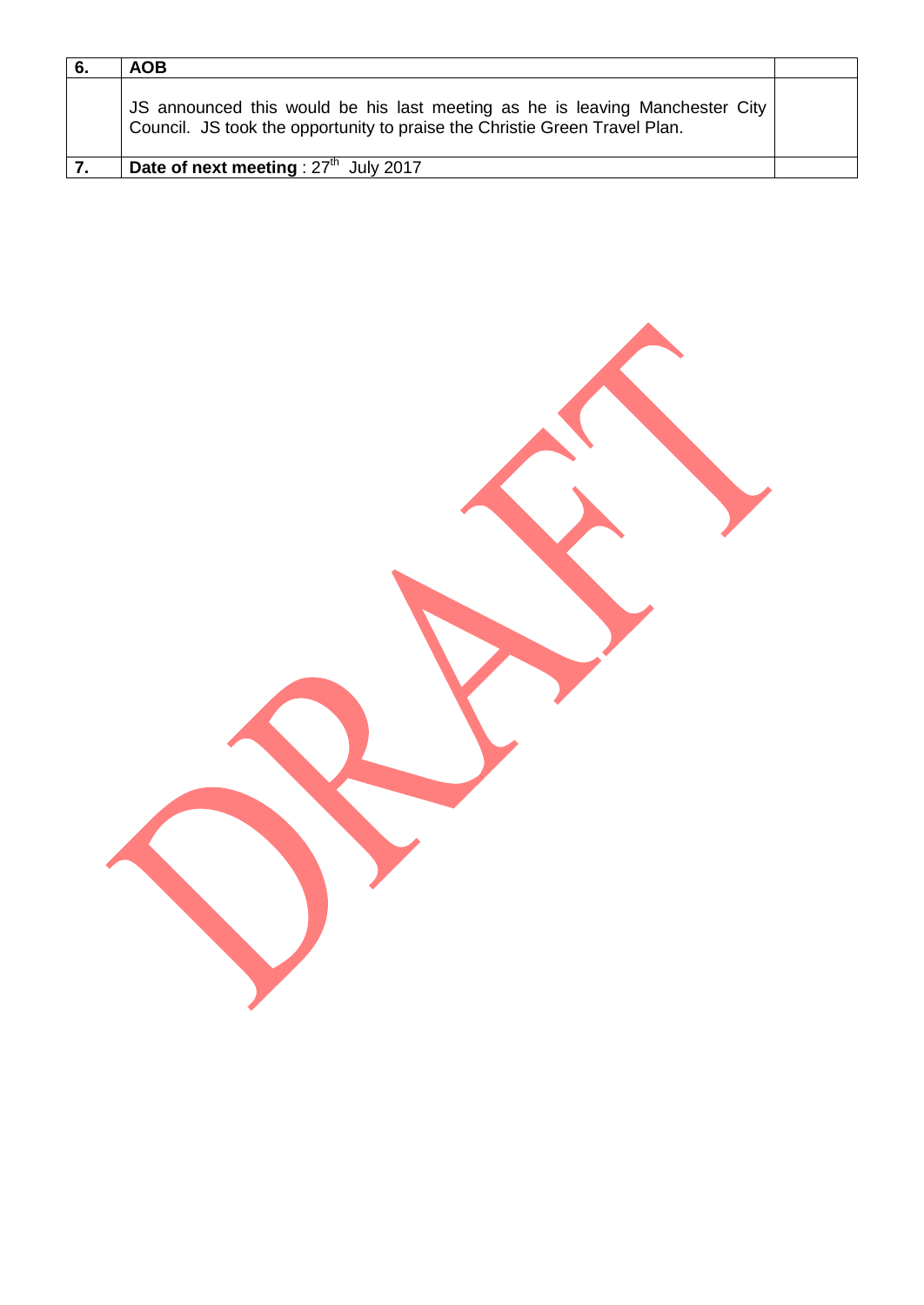| | | |
|---|---|---|
| **6.** | **AOB** | |
| | JS announced this would be his last meeting as he is leaving Manchester City Council. JS took the opportunity to praise the Christie Green Travel Plan. | |
| **7.** | **Date of next meeting** : 27th July 2017 | |

DRAFT